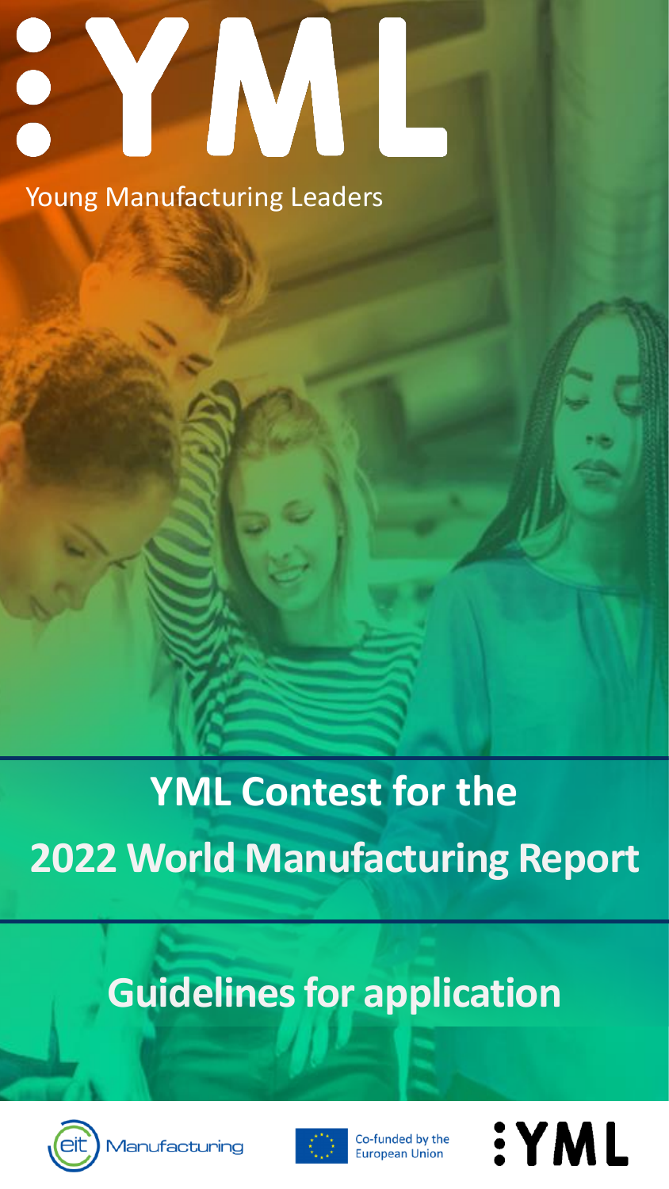# YML

Young Manufacturing Leaders

# YML Contest for the 2022 World Manufacturing Report

## Guidelines for application

eit Manufacturing

Co-funded by the European Union

YML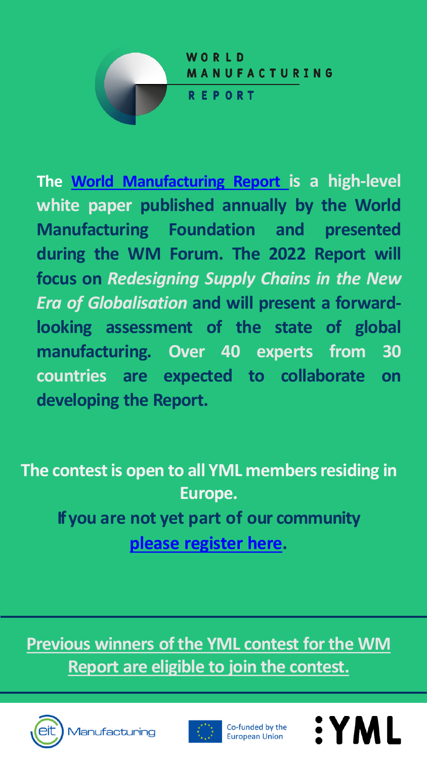WORLD MANUFACTURING REPORT

**The World Manufacturing Report is a high-level white paper published annually by the World Manufacturing Foundation and presented during the WM Forum. The 2022 Report will focus on *Redesigning Supply Chains in the New Era of Globalisation* and will present a forward-looking assessment of the state of global manufacturing. Over 40 experts from 30 countries are expected to collaborate on developing the Report.**

**The contest is open to all YML members residing in Europe.**
**If you are not yet part of our community please register here.**

**Previous winners of the YML contest for the WM Report are eligible to join the contest.**

eit Manufacturing | Co-funded by the European Union | YML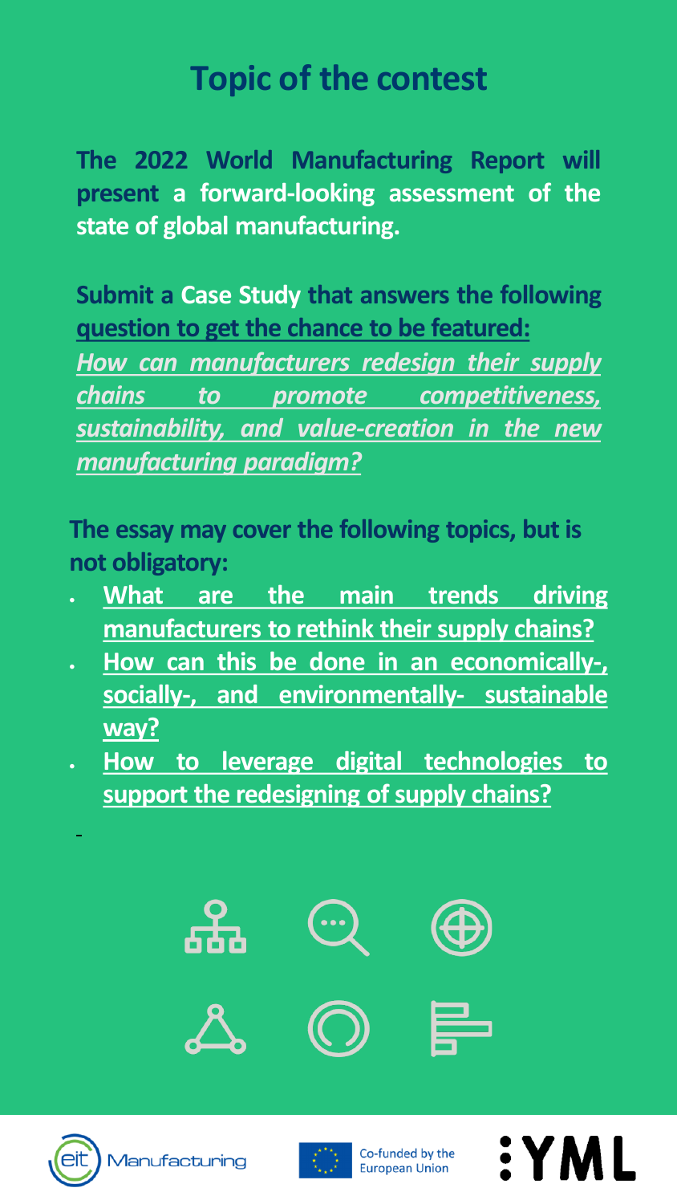# Topic of the contest

**The 2022 World Manufacturing Report will present a forward-looking assessment of the state of global manufacturing.**

**Submit a Case Study that answers the following question to get the chance to be featured:**

***How can manufacturers redesign their supply chains to promote competitiveness, sustainability, and value-creation in the new manufacturing paradigm?***

**The essay may cover the following topics, but is not obligatory:**

- **What are the main trends driving manufacturers to rethink their supply chains?**
- **How can this be done in an economically-, socially-, and environmentally- sustainable way?**
- **How to leverage digital technologies to support the redesigning of supply chains?**

eit Manufacturing

Co-funded by the European Union

:YML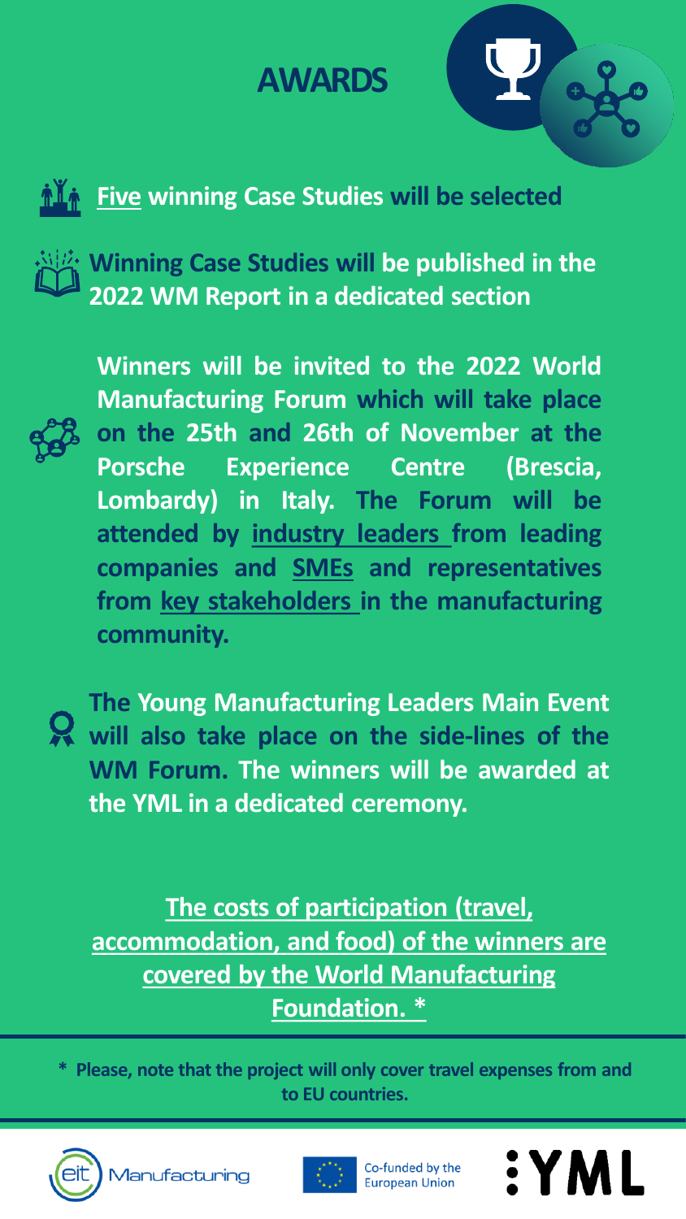# AWARDS

- **Five winning Case Studies will be selected**
- **Winning Case Studies will be published in the 2022 WM Report in a dedicated section**
- **Winners will be invited to the 2022 World Manufacturing Forum which will take place on the 25th and 26th of November at the Porsche Experience Centre (Brescia, Lombardy) in Italy. The Forum will be attended by industry leaders from leading companies and SMEs and representatives from key stakeholders in the manufacturing community.**
- **The Young Manufacturing Leaders Main Event will also take place on the side-lines of the WM Forum. The winners will be awarded at the YML in a dedicated ceremony.**

**The costs of participation (travel, accommodation, and food) of the winners are covered by the World Manufacturing Foundation. ***

**\* Please, note that the project will only cover travel expenses from and to EU countries.**

eit Manufacturing | Co-funded by the European Union | YML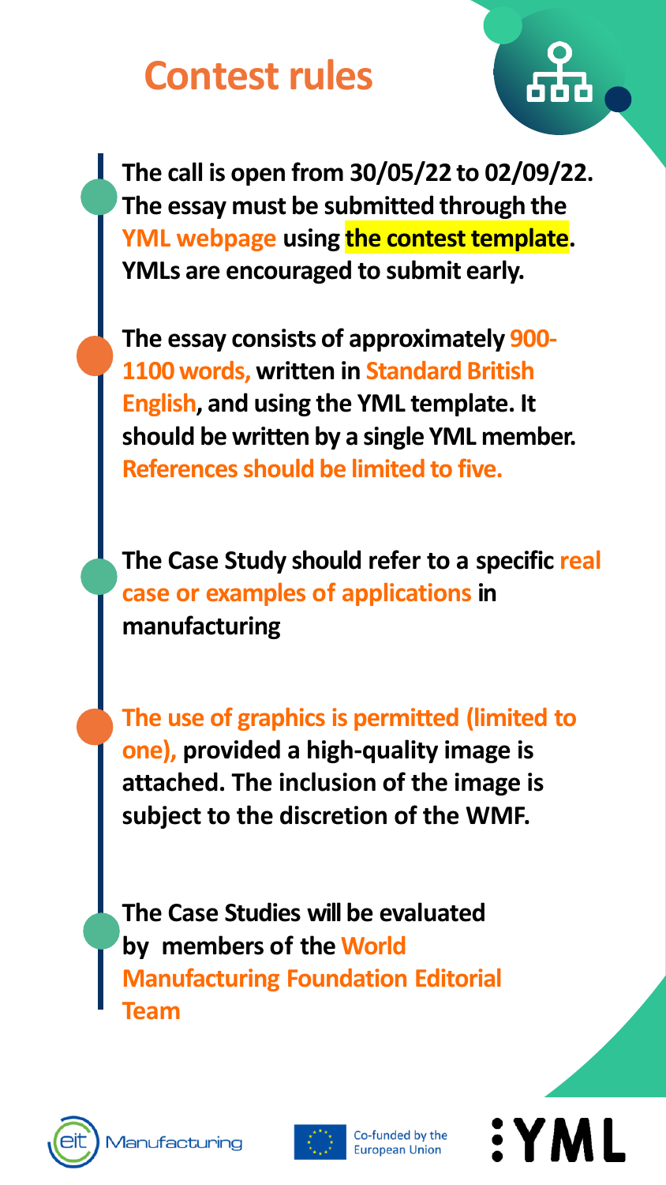# Contest rules

- **The call is open from 30/05/22 to 02/09/22. The essay must be submitted through the YML webpage using the contest template. YMLs are encouraged to submit early.**

- **The essay consists of approximately 900-1100 words, written in Standard British English, and using the YML template. It should be written by a single YML member. References should be limited to five.**

- **The Case Study should refer to a specific real case or examples of applications in manufacturing**

- **The use of graphics is permitted (limited to one), provided a high-quality image is attached. The inclusion of the image is subject to the discretion of the WMF.**

- **The Case Studies will be evaluated by members of the World Manufacturing Foundation Editorial Team**

eit Manufacturing

Co-funded by the European Union

:YML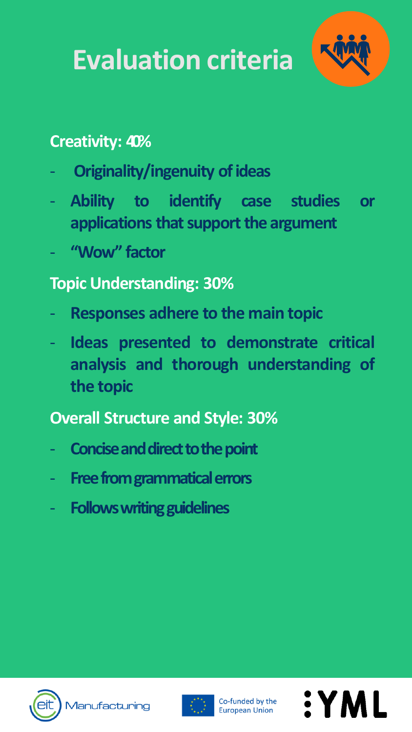# Evaluation criteria

**Creativity: 40%**

- **Originality/ingenuity of ideas**
- **Ability to identify case studies or applications that support the argument**
- **"Wow" factor**

**Topic Understanding: 30%**

- **Responses adhere to the main topic**
- **Ideas presented to demonstrate critical analysis and thorough understanding of the topic**

**Overall Structure and Style: 30%**

- **Concise and direct to the point**
- **Free from grammatical errors**
- **Follows writing guidelines**

eit Manufacturing

Co-funded by the European Union

YML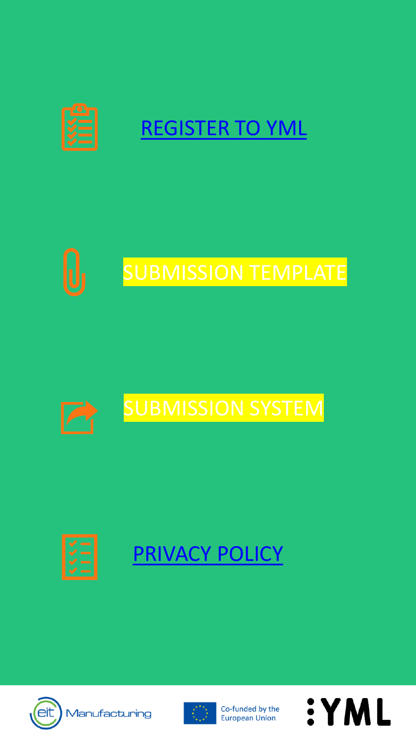REGISTER TO YML

SUBMISSION TEMPLATE

SUBMISSION SYSTEM

PRIVACY POLICY

Manufacturing

Co-funded by the European Union

YML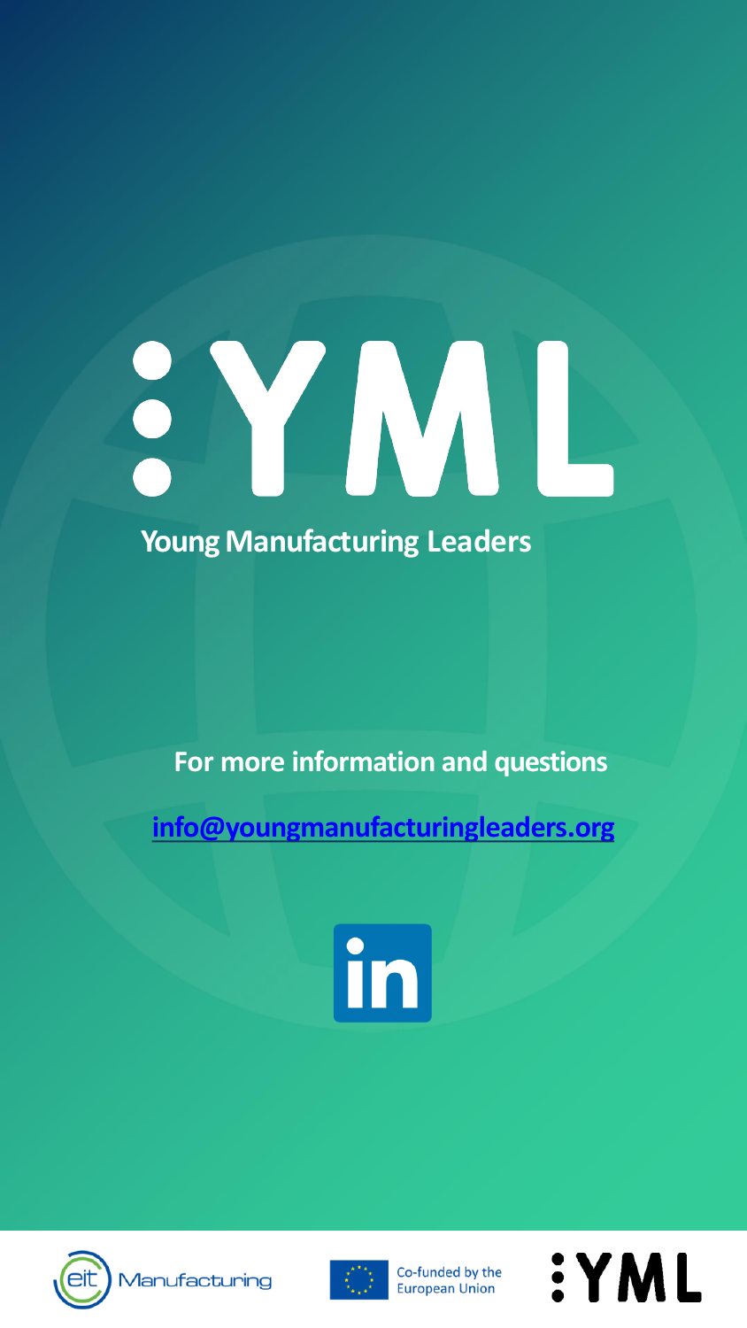:YML

Young Manufacturing Leaders

For more information and questions

info@youngmanufacturingleaders.org

Co-funded by the European Union